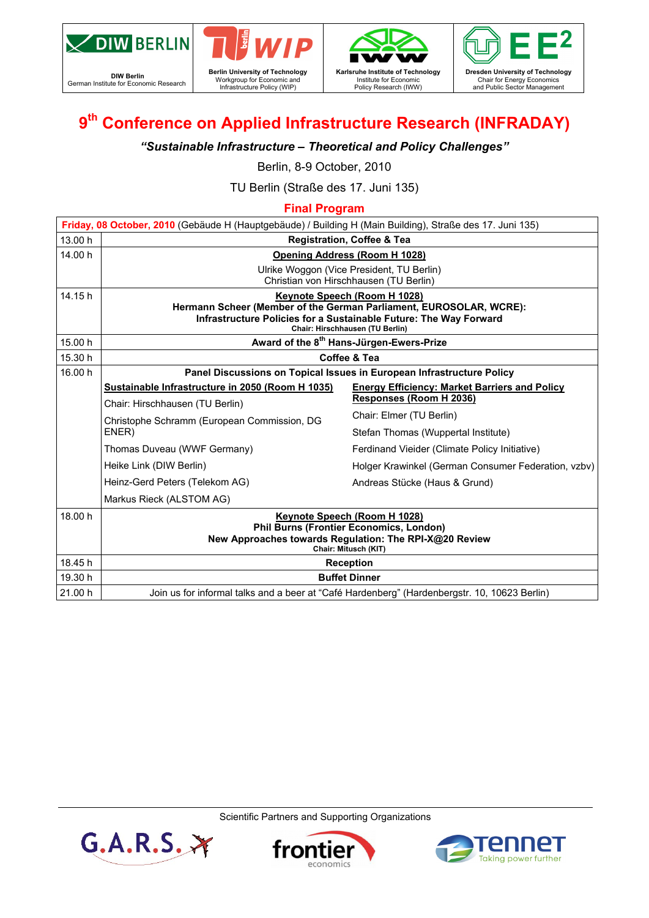| DIW Berlin<br>German Institute for Economic Research | Berlin University of Technology<br>Workgroup for Economic and Infrastructure Policy (WIP) | Karlsruhe Institute of Technology<br>Institute for Economic Policy Research (IWW) | Dresden University of Technology<br>Chair for Energy Economics and Public Sector Management |
|---|---|---|---|

# 9th Conference on Applied Infrastructure Research (INFRADAY)

***"Sustainable Infrastructure – Theoretical and Policy Challenges"***

Berlin, 8-9 October, 2010

TU Berlin (Straße des 17. Juni 135)

## Final Program

| **Friday, 08 October, 2010** (Gebäude H (Hauptgebäude) / Building H (Main Building), Straße des 17. Juni 135) | | |
|---|---|---|
| 13.00 h | **Registration, Coffee & Tea** | |
| 14.00 h | **Opening Address (Room H 1028)**<br>Ulrike Woggon (Vice President, TU Berlin)<br>Christian von Hirschhausen (TU Berlin) | |
| 14.15 h | **Keynote Speech (Room H 1028)**<br>**Hermann Scheer (Member of the German Parliament, EUROSOLAR, WCRE):**<br>**Infrastructure Policies for a Sustainable Future: The Way Forward**<br>**Chair: Hirschhausen (TU Berlin)** | |
| 15.00 h | **Award of the 8th Hans-Jürgen-Ewers-Prize** | |
| 15.30 h | **Coffee & Tea** | |
| 16.00 h | **Panel Discussions on Topical Issues in European Infrastructure Policy** | |
| | **Sustainable Infrastructure in 2050 (Room H 1035)**<br>Chair: Hirschhausen (TU Berlin)<br>Christophe Schramm (European Commission, DG ENER)<br>Thomas Duveau (WWF Germany)<br>Heike Link (DIW Berlin)<br>Heinz-Gerd Peters (Telekom AG)<br>Markus Rieck (ALSTOM AG) | **Energy Efficiency: Market Barriers and Policy Responses (Room H 2036)**<br>Chair: Elmer (TU Berlin)<br>Stefan Thomas (Wuppertal Institute)<br>Ferdinand Vieider (Climate Policy Initiative)<br>Holger Krawinkel (German Consumer Federation, vzbv)<br>Andreas Stücke (Haus & Grund) |
| 18.00 h | **Keynote Speech (Room H 1028)**<br>**Phil Burns (Frontier Economics, London)**<br>**New Approaches towards Regulation: The RPI-X@20 Review**<br>**Chair: Mitusch (KIT)** | |
| 18.45 h | **Reception** | |
| 19.30 h | **Buffet Dinner** | |
| 21.00 h | Join us for informal talks and a beer at "Café Hardenberg" (Hardenbergstr. 10, 10623 Berlin) | |

Scientific Partners and Supporting Organizations

G.A.R.S. | frontier economics | TenneT Taking power further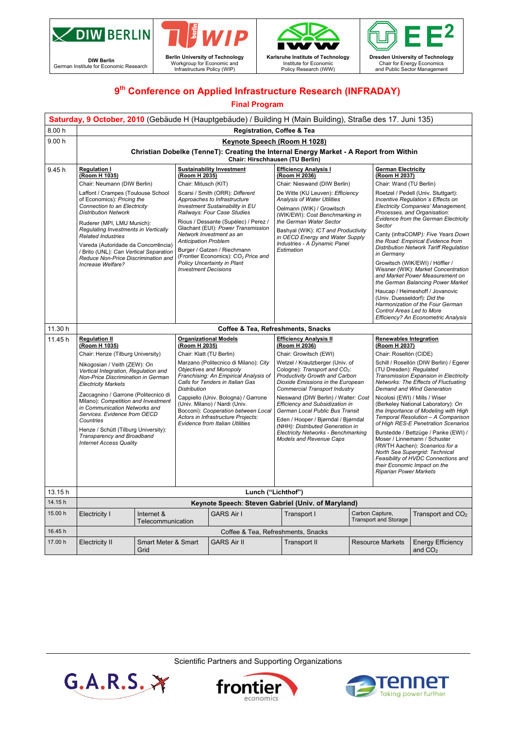DIW Berlin
German Institute for Economic Research

Berlin University of Technology
Workgroup for Economic and Infrastructure Policy (WIP)

Karlsruhe Institute of Technology
Institute for Economic Policy Research (IWW)

Dresden University of Technology
Chair for Energy Economics and Public Sector Management

# 9th Conference on Applied Infrastructure Research (INFRADAY)

## Final Program

**Saturday, 9 October, 2010** (Gebäude H (Hauptgebäude) / Building H (Main Building), Straße des 17. Juni 135)

| Time | | | | |
|---|---|---|---|---|
| 8.00 h | **Registration, Coffee & Tea** | | | |
| 9.00 h | **Keynote Speech (Room H 1028)** Christian Dobelke (TenneT): Creating the Internal Energy Market - A Report from Within. Chair: Hirschhausen (TU Berlin) | | | |
| 9.45 h | **Regulation I (Room H 1035)** Chair: Neumann (DIW Berlin)<br>Laffont / Crampes (Toulouse School of Economics): *Pricing the Connection to an Electricity Distribution Network*<br>Ruderer (MPI, LMU Munich): *Regulating Investments in Vertically Related Industries*<br>Vareda (Autoridade da Concorrência) / Brito (UNL): *Can Vertical Separation Reduce Non-Price Discrimination and Increase Welfare?* | **Sustainability Investment (Room H 2035)** Chair: Mitusch (KIT)<br>Scarsi / Smith (ORR): *Different Approaches to Infrastructure Investment Sustainability in EU Railways: Four Case Studies*<br>Rious / Dessante (Supélec) / Perez / Glachant (EUI): *Power Transmission Network Investment as an Anticipation Problem*<br>Burger / Gatzen / Riechmann (Frontier Economics): *$CO_2$ Price and Policy Uncertainty in Plant Investment Decisions* | **Efficiency Analysis I (Room H 2036)** Chair: Nieswand (DIW Berlin)<br>De Witte (KU Leuven): *Efficiency Analysis of Water Utilities*<br>Oelmann (WIK) / Growitsch (WIK/EWI): *Cost Benchmarking in the German Water Sector*<br>Bashyal (WIK): *ICT and Productivity in OECD Energy and Water Supply Industries - A Dynamic Panel Estimation* | **German Electricity (Room H 2037)** Chair: Wand (TU Berlin)<br>Roetzel / Pedell (Univ. Stuttgart): *Incentive Regulation's Effects on Electricity Companies' Management, Processes, and Organisation: Evidence from the German Electricity Sector*<br>Canty (infraCOMP): *Five Years Down the Road: Empirical Evidence from Distribution Network Tariff Regulation in Germany*<br>Growitsch (WIK/EWI) / Höffler / Wissner (WIK): *Market Concentration and Market Power Measurement on the German Balancing Power Market*<br>Haucap / Heimeshoff / Jovanovic (Univ. Duesseldorf): *Did the Harmonization of the Four German Control Areas Led to More Efficiency? An Econometric Analysis* |
| 11.30 h | **Coffee & Tea, Refreshments, Snacks** | | | |
| 11.45 h | **Regulation II (Room H 1035)** Chair: Henze (Tilburg University)<br>Nikogosian / Veith (ZEW): *On Vertical Integration, Regulation and Non-Price Discrimination in German Electricity Markets*<br>Zaccagnino / Garrone (Politecnico di Milano): *Competition and Investment in Communication Networks and Services. Evidence from OECD Countries*<br>Henze / Schütt (Tilburg University): *Transparency and Broadband Internet Access Quality* | **Organizational Models (Room H 2035)** Chair: Klatt (TU Berlin)<br>Marzano (Politecnico di Milano): *City Objectives and Monopoly Franchising: An Empirical Analysis of Calls for Tenders in Italian Gas Distribution*<br>Cappiello (Univ. Bologna) / Garrone (Univ. Milano) / Nardi (Univ. Bocconi): *Cooperation between Local Actors in Infrastructure Projects: Evidence from Italian Utilities* | **Efficiency Analysis II (Room H 2036)** Chair: Growitsch (EWI)<br>Wetzel / Krautzberger (Univ. of Cologne): *Transport and $CO_2$: Productivity Growth and Carbon Dioxide Emissions in the European Commercial Transport Industry*<br>Nieswand (DIW Berlin) / Walter: *Cost Efficiency and Subsidization in German Local Public Bus Transit*<br>Eden / Hooper / Bjørndal / Bjørndal (NHH): *Distributed Generation in Electricity Networks - Benchmarking Models and Revenue Caps* | **Renewables Integration (Room H 2037)** Chair: Rosellón (CIDE)<br>Schill / Rosellón (DIW Berlin) / Egerer (TU Dresden): *Regulated Transmission Expansion in Electricity Networks: The Effects of Fluctuating Demand and Wind Generation*<br>Nicolosi (EWI) / Mills / Wiser (Berkeley National Laboratory): *On the Importance of Modeling with High Temporal Resolution – A Comparison of High RES-E Penetration Scenarios*<br>Burstedde / Bettzüge / Panke (EWI) / Moser / Linnemann / Schuster (RWTH Aachen): *Scenarios for a North Sea Supergrid: Technical Feasibility of HVDC Connections and their Economic Impact on the Riparian Power Markets* |
| 13.15 h | **Lunch ("Lichthof")** | | | |
| 14.15 h | **Keynote Speech: Steven Gabriel (Univ. of Maryland)** | | | |

| Time | | | | | | |
|---|---|---|---|---|---|---|
| 15.00 h | Electricity I | Internet & Telecommunication | GARS Air I | Transport I | Carbon Capture, Transport and Storage | Transport and $CO_2$ |
| 16.45 h | Coffee & Tea, Refreshments, Snacks | | | | | |
| 17.00 h | Electricity II | Smart Meter & Smart Grid | GARS Air II | Transport II | Resource Markets | Energy Efficiency and $CO_2$ |

Scientific Partners and Supporting Organizations

G.A.R.S. — frontier economics — TenneT Taking power further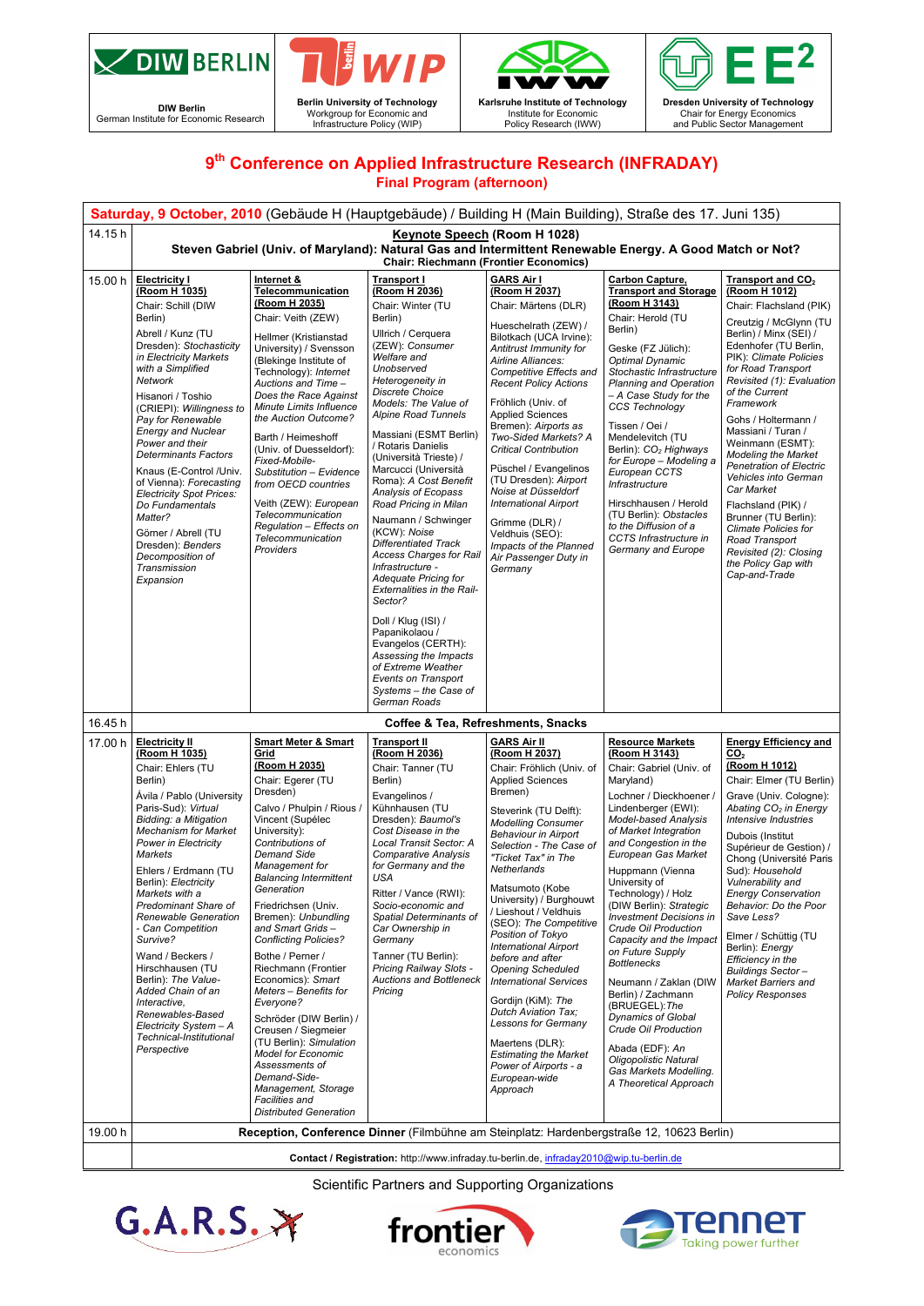DIW BERLIN — DIW Berlin, German Institute for Economic Research

WIP — Berlin University of Technology, Workgroup for Economic and Infrastructure Policy (WIP)

IWW — Karlsruhe Institute of Technology, Institute for Economic Policy Research (IWW)

EE² — Dresden University of Technology, Chair for Energy Economics and Public Sector Management

# 9th Conference on Applied Infrastructure Research (INFRADAY)

## Final Program (afternoon)

**Saturday, 9 October, 2010** (Gebäude H (Hauptgebäude) / Building H (Main Building), Straße des 17. Juni 135)

**14.15 h** — **Keynote Speech** (Room H 1028)

**Steven Gabriel (Univ. of Maryland): Natural Gas and Intermittent Renewable Energy. A Good Match or Not?**
**Chair: Riechmann (Frontier Economics)**

**15.00 h**

| Electricity I (Room H 1035) | Internet & Telecommunication (Room H 2035) | Transport I (Room H 2036) | GARS Air I (Room H 2037) | Carbon Capture, Transport and Storage (Room H 3143) | Transport and $CO_2$ (Room H 1012) |
|---|---|---|---|---|---|
| Chair: Schill (DIW Berlin) | Chair: Veith (ZEW) | Chair: Winter (TU Berlin) | Chair: Märtens (DLR) | Chair: Herold (TU Berlin) | Chair: Flachsland (PIK) |
| Abrell / Kunz (TU Dresden): *Stochasticity in Electricity Markets with a Simplified Network* | Hellmer (Kristianstad University) / Svensson (Blekinge Institute of Technology): *Internet Auctions and Time – Does the Race Against Minute Limits Influence the Auction Outcome?* | Ullrich / Cerquera (ZEW): *Consumer Welfare and Unobserved Heterogeneity in Discrete Choice Models: The Value of Alpine Road Tunnels* | Hueschelrath (ZEW) / Bilotkach (UCA Irvine): *Antitrust Immunity for Airline Alliances: Competitive Effects and Recent Policy Actions* | Geske (FZ Jülich): *Optimal Dynamic Stochastic Infrastructure Planning and Operation – A Case Study for the CCS Technology* | Creutzig / McGlynn (TU Berlin) / Minx (SEI) / Edenhofer (TU Berlin, PIK): *Climate Policies for Road Transport Revisited (1): Evaluation of the Current Framework* |
| Hisanori / Toshio (CRIEPI): *Willingness to Pay for Renewable Energy and Nuclear Power and their Determinants Factors* | Barth / Heimeshoff (Univ. of Duesseldorf): *Fixed-Mobile-Substitution – Evidence from OECD countries* | Massiani (ESMT Berlin) / Rotaris Danielis (Università Trieste) / Marcucci (Università Roma): *A Cost Benefit Analysis of Ecopass Road Pricing in Milan* | Fröhlich (Univ. of Applied Sciences Bremen): *Airports as Two-Sided Markets? A Critical Contribution* | Tissen / Oei / Mendelevitch (TU Berlin): *$CO_2$ Highways for Europe – Modeling a European CCTS Infrastructure* | Gohs / Holtermann / Massiani / Turan / Weinmann (ESMT): *Modeling the Market Penetration of Electric Vehicles into German Car Market* |
| Knaus (E-Control /Univ. of Vienna): *Forecasting Electricity Spot Prices: Do Fundamentals Matter?* | Veith (ZEW): *European Telecommunication Regulation – Effects on Telecommunication Providers* | Naumann / Schwinger (KCW): *Noise Differentiated Track Access Charges for Rail Infrastructure - Adequate Pricing for Externalities in the Rail-Sector?* | Püschel / Evangelinos (TU Dresden): *Airport Noise at Düsseldorf International Airport* | Hirschhausen / Herold (TU Berlin): *Obstacles to the Diffusion of a CCTS Infrastructure in Germany and Europe* | Flachsland (PIK) / Brunner (TU Berlin): *Climate Policies for Road Transport Revisited (2): Closing the Policy Gap with Cap-and-Trade* |
| Görner / Abrell (TU Dresden): *Benders Decomposition of Transmission Expansion* | | Doll / Klug (ISI) / Papanikolaou / Evangelos (CERTH): *Assessing the Impacts of Extreme Weather Events on Transport Systems – the Case of German Roads* | Grimme (DLR) / Veldhuis (SEO): *Impacts of the Planned Air Passenger Duty in Germany* | | |

**16.45 h** — **Coffee & Tea, Refreshments, Snacks**

**17.00 h**

| Electricity II (Room H 1035) | Smart Meter & Smart Grid (Room H 2035) | Transport II (Room H 2036) | GARS Air II (Room H 2037) | Resource Markets (Room H 3143) | Energy Efficiency and $CO_2$ (Room H 1012) |
|---|---|---|---|---|---|
| Chair: Ehlers (TU Berlin) | Chair: Egerer (TU Dresden) | Chair: Tanner (TU Berlin) | Chair: Fröhlich (Univ. of Applied Sciences Bremen) | Chair: Gabriel (Univ. of Maryland) | Chair: Elmer (TU Berlin) |
| Ávila / Pablo (University Paris-Sud): *Virtual Bidding: a Mitigation Mechanism for Market Power in Electricity Markets* | Calvo / Phulpin / Rious / Vincent (Supélec University): *Contributions of Demand Side Management for Balancing Intermittent Generation* | Evangelinos / Kühnhausen (TU Dresden): *Baumol's Cost Disease in the Local Transit Sector: A Comparative Analysis for Germany and the USA* | Steverink (TU Delft): *Modelling Consumer Behaviour in Airport Selection - The Case of "Ticket Tax" in The Netherlands* | Lochner / Dieckhoener / Lindenberger (EWI): *Model-based Analysis of Market Integration and Congestion in the European Gas Market* | Grave (Univ. Cologne): *Abating $CO_2$ in Energy Intensive Industries* |
| Ehlers / Erdmann (TU Berlin): *Electricity Markets with a Predominant Share of Renewable Generation - Can Competition Survive?* | Friedrichsen (Univ. Bremen): *Unbundling and Smart Grids – Conflicting Policies?* | Ritter / Vance (RWI): *Socio-economic and Spatial Determinants of Car Ownership in Germany* | Matsumoto (Kobe University) / Burghouwt / Lieshout / Veldhuis (SEO): *The Competitive Position of Tokyo International Airport before and after Opening Scheduled International Services* | Huppmann (Vienna University of Technology) / Holz (DIW Berlin): *Strategic Investment Decisions in Crude Oil Production Capacity and the Impact on Future Supply Bottlenecks* | Dubois (Institut Supérieur de Gestion) / Chong (Université Paris Sud): *Household Vulnerability and Energy Conservation Behavior: Do the Poor Save Less?* |
| Wand / Beckers / Hirschhausen (TU Berlin): *The Value-Added Chain of an Interactive, Renewables-Based Electricity System – A Technical-Institutional Perspective* | Bothe / Perner / Riechmann (Frontier Economics): *Smart Meters – Benefits for Everyone?* | Tanner (TU Berlin): *Pricing Railway Slots - Auctions and Bottleneck Pricing* | Gordijn (KiM): *The Dutch Aviation Tax; Lessons for Germany* | Neumann / Zaklan (DIW Berlin) / Zachmann (BRUEGEL): *The Dynamics of Global Crude Oil Production* | Elmer / Schüttig (TU Berlin): *Energy Efficiency in the Buildings Sector – Market Barriers and Policy Responses* |
| | Schröder (DIW Berlin) / Creusen / Siegmeier (TU Berlin): *Simulation Model for Economic Assessments of Demand-Side-Management, Storage Facilities and Distributed Generation* | | Maertens (DLR): *Estimating the Market Power of Airports - a European-wide Approach* | Abada (EDF): *An Oligopolistic Natural Gas Markets Modelling. A Theoretical Approach* | |

**19.00 h** — **Reception, Conference Dinner** (Filmbühne am Steinplatz: Hardenbergstraße 12, 10623 Berlin)

**Contact / Registration:** http://www.infraday.tu-berlin.de, infraday2010@wip.tu-berlin.de

Scientific Partners and Supporting Organizations

G.A.R.S. — frontier economics — TenneT Taking power further